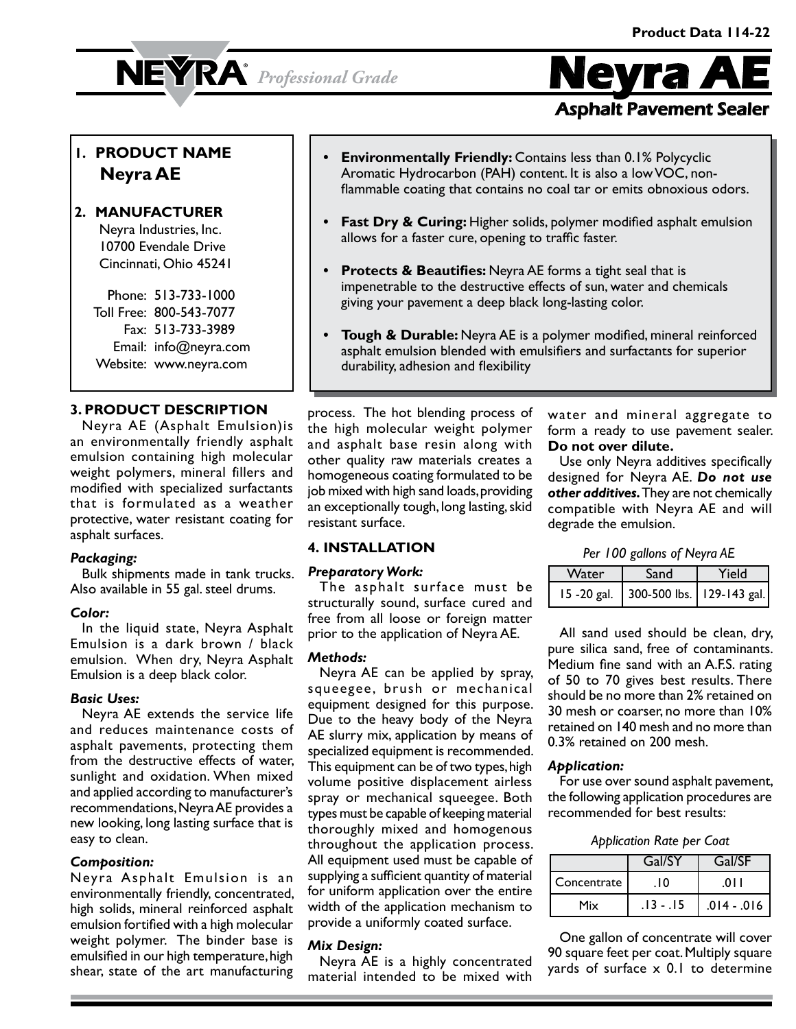Product Data 114-22

# Neyra AE

## Asphalt Pavement Sealer

NEYRA® *Professional Grade*

### 1. PRODUCT NAME

**Neyra AE**

### 2. MANUFACTURER

Neyra Industries, Inc.
10700 Evendale Drive
Cincinnati, Ohio 45241

Phone: 513-733-1000
Toll Free: 800-543-7077
Fax: 513-733-3989
Email: info@neyra.com
Website: www.neyra.com

- **Environmentally Friendly:** Contains less than 0.1% Polycyclic Aromatic Hydrocarbon (PAH) content. It is also a low VOC, non-flammable coating that contains no coal tar or emits obnoxious odors.
- **Fast Dry & Curing:** Higher solids, polymer modified asphalt emulsion allows for a faster cure, opening to traffic faster.
- **Protects & Beautifies:** Neyra AE forms a tight seal that is impenetrable to the destructive effects of sun, water and chemicals giving your pavement a deep black long-lasting color.
- **Tough & Durable:** Neyra AE is a polymer modified, mineral reinforced asphalt emulsion blended with emulsifiers and surfactants for superior durability, adhesion and flexibility

### 3. PRODUCT DESCRIPTION

Neyra AE (Asphalt Emulsion)is an environmentally friendly asphalt emulsion containing high molecular weight polymers, mineral fillers and modified with specialized surfactants that is formulated as a weather protective, water resistant coating for asphalt surfaces.

#### *Packaging:*

Bulk shipments made in tank trucks. Also available in 55 gal. steel drums.

#### *Color:*

In the liquid state, Neyra Asphalt Emulsion is a dark brown / black emulsion. When dry, Neyra Asphalt Emulsion is a deep black color.

#### *Basic Uses:*

Neyra AE extends the service life and reduces maintenance costs of asphalt pavements, protecting them from the destructive effects of water, sunlight and oxidation. When mixed and applied according to manufacturer's recommendations, Neyra AE provides a new looking, long lasting surface that is easy to clean.

#### *Composition:*

Neyra Asphalt Emulsion is an environmentally friendly, concentrated, high solids, mineral reinforced asphalt emulsion fortified with a high molecular weight polymer. The binder base is emulsified in our high temperature, high shear, state of the art manufacturing process. The hot blending process of the high molecular weight polymer and asphalt base resin along with other quality raw materials creates a homogeneous coating formulated to be job mixed with high sand loads, providing an exceptionally tough, long lasting, skid resistant surface.

### 4. INSTALLATION

#### *Preparatory Work:*

The asphalt surface must be structurally sound, surface cured and free from all loose or foreign matter prior to the application of Neyra AE.

#### *Methods:*

Neyra AE can be applied by spray, squeegee, brush or mechanical equipment designed for this purpose. Due to the heavy body of the Neyra AE slurry mix, application by means of specialized equipment is recommended. This equipment can be of two types, high volume positive displacement airless spray or mechanical squeegee. Both types must be capable of keeping material thoroughly mixed and homogenous throughout the application process. All equipment used must be capable of supplying a sufficient quantity of material for uniform application over the entire width of the application mechanism to provide a uniformly coated surface.

#### *Mix Design:*

Neyra AE is a highly concentrated material intended to be mixed with water and mineral aggregate to form a ready to use pavement sealer. **Do not over dilute.**

Use only Neyra additives specifically designed for Neyra AE. ***Do not use other additives.*** They are not chemically compatible with Neyra AE and will degrade the emulsion.

*Per 100 gallons of Neyra AE*

| Water | Sand | Yield |
|---|---|---|
| 15 -20 gal. | 300-500 lbs. | 129-143 gal. |

All sand used should be clean, dry, pure silica sand, free of contaminants. Medium fine sand with an A.F.S. rating of 50 to 70 gives best results. There should be no more than 2% retained on 30 mesh or coarser, no more than 10% retained on 140 mesh and no more than 0.3% retained on 200 mesh.

#### *Application:*

For use over sound asphalt pavement, the following application procedures are recommended for best results:

*Application Rate per Coat*

| | Gal/SY | Gal/SF |
|---|---|---|
| Concentrate | .10 | .011 |
| Mix | .13 - .15 | .014 - .016 |

One gallon of concentrate will cover 90 square feet per coat. Multiply square yards of surface x 0.1 to determine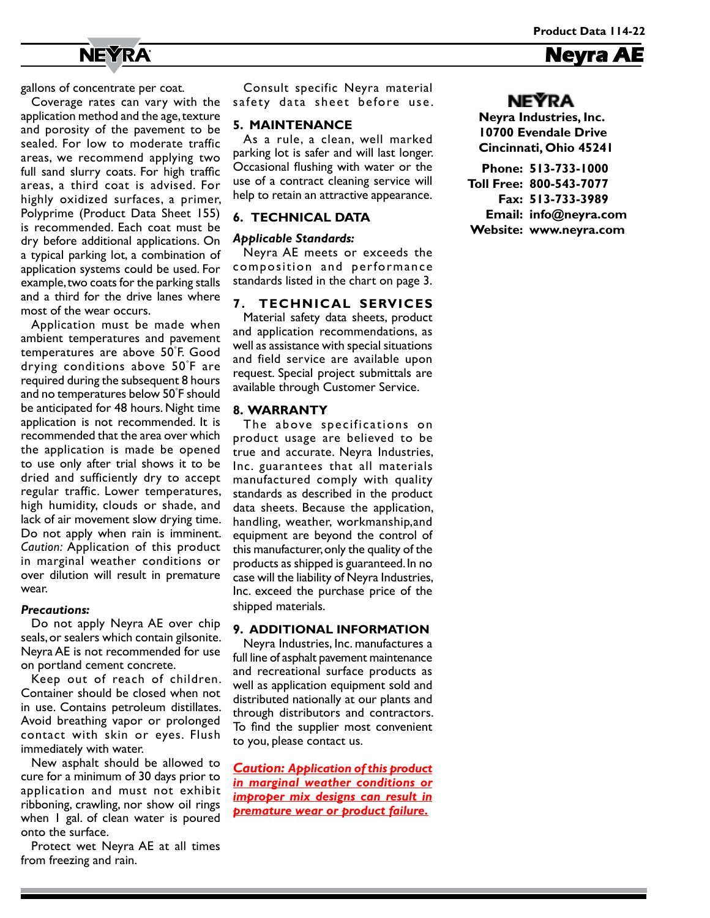gallons of concentrate per coat.

Coverage rates can vary with the application method and the age, texture and porosity of the pavement to be sealed. For low to moderate traffic areas, we recommend applying two full sand slurry coats. For high traffic areas, a third coat is advised. For highly oxidized surfaces, a primer, Polyprime (Product Data Sheet 155) is recommended. Each coat must be dry before additional applications. On a typical parking lot, a combination of application systems could be used. For example, two coats for the parking stalls and a third for the drive lanes where most of the wear occurs.

Application must be made when ambient temperatures and pavement temperatures are above 50˚F. Good drying conditions above 50˚F are required during the subsequent 8 hours and no temperatures below 50˚F should be anticipated for 48 hours. Night time application is not recommended. It is recommended that the area over which the application is made be opened to use only after trial shows it to be dried and sufficiently dry to accept regular traffic. Lower temperatures, high humidity, clouds or shade, and lack of air movement slow drying time. Do not apply when rain is imminent. *Caution:* Application of this product in marginal weather conditions or over dilution will result in premature wear.

***Precautions:***

Do not apply Neyra AE over chip seals, or sealers which contain gilsonite. Neyra AE is not recommended for use on portland cement concrete.

Keep out of reach of children. Container should be closed when not in use. Contains petroleum distillates. Avoid breathing vapor or prolonged contact with skin or eyes. Flush immediately with water.

New asphalt should be allowed to cure for a minimum of 30 days prior to application and must not exhibit ribboning, crawling, nor show oil rings when 1 gal. of clean water is poured onto the surface.

Protect wet Neyra AE at all times from freezing and rain.

Consult specific Neyra material safety data sheet before use.

## 5. MAINTENANCE

As a rule, a clean, well marked parking lot is safer and will last longer. Occasional flushing with water or the use of a contract cleaning service will help to retain an attractive appearance.

## 6. TECHNICAL DATA

***Applicable Standards:***

Neyra AE meets or exceeds the composition and performance standards listed in the chart on page 3.

## 7. TECHNICAL SERVICES

Material safety data sheets, product and application recommendations, as well as assistance with special situations and field service are available upon request. Special project submittals are available through Customer Service.

## 8. WARRANTY

The above specifications on product usage are believed to be true and accurate. Neyra Industries, Inc. guarantees that all materials manufactured comply with quality standards as described in the product data sheets. Because the application, handling, weather, workmanship,and equipment are beyond the control of this manufacturer, only the quality of the products as shipped is guaranteed. In no case will the liability of Neyra Industries, Inc. exceed the purchase price of the shipped materials.

## 9. ADDITIONAL INFORMATION

Neyra Industries, Inc. manufactures a full line of asphalt pavement maintenance and recreational surface products as well as application equipment sold and distributed nationally at our plants and through distributors and contractors. To find the supplier most convenient to you, please contact us.

***Caution: Application of this product in marginal weather conditions or improper mix designs can result in premature wear or product failure.***

**NEYRA**

**Neyra Industries, Inc.**
**10700 Evendale Drive**
**Cincinnati, Ohio 45241**

**Phone: 513-733-1000**
**Toll Free: 800-543-7077**
**Fax: 513-733-3989**
**Email: info@neyra.com**
**Website: www.neyra.com**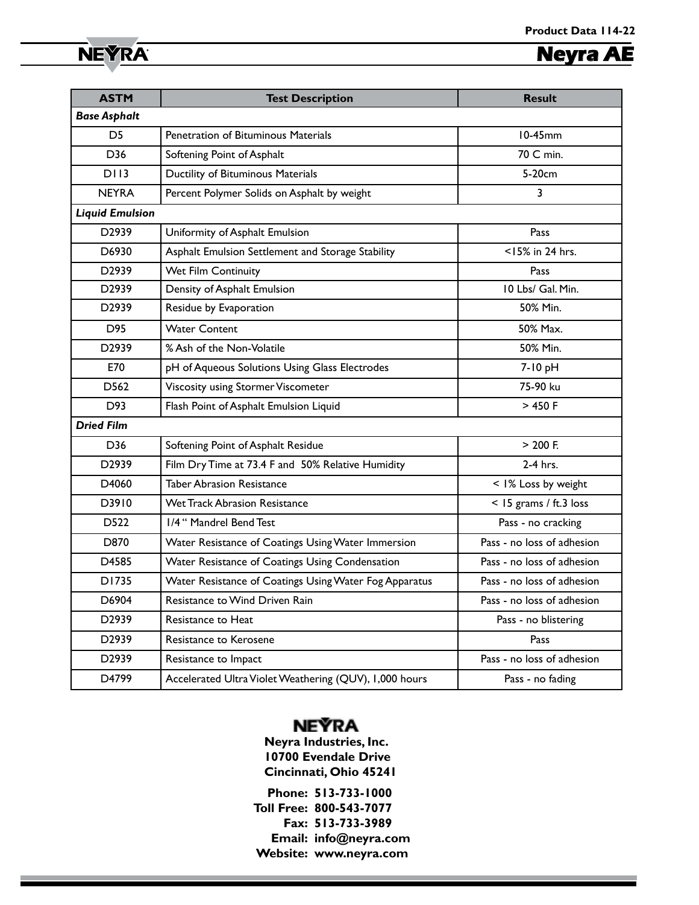| ASTM | Test Description | Result |
|---|---|---|
| ***Base Asphalt*** | | |
| D5 | Penetration of Bituminous Materials | 10-45mm |
| D36 | Softening Point of Asphalt | 70 C min. |
| D113 | Ductility of Bituminous Materials | 5-20cm |
| NEYRA | Percent Polymer Solids on Asphalt by weight | 3 |
| ***Liquid Emulsion*** | | |
| D2939 | Uniformity of Asphalt Emulsion | Pass |
| D6930 | Asphalt Emulsion Settlement and Storage Stability | <15% in 24 hrs. |
| D2939 | Wet Film Continuity | Pass |
| D2939 | Density of Asphalt Emulsion | 10 Lbs/ Gal. Min. |
| D2939 | Residue by Evaporation | 50% Min. |
| D95 | Water Content | 50% Max. |
| D2939 | % Ash of the Non-Volatile | 50% Min. |
| E70 | pH of Aqueous Solutions Using Glass Electrodes | 7-10 pH |
| D562 | Viscosity using Stormer Viscometer | 75-90 ku |
| D93 | Flash Point of Asphalt Emulsion Liquid | > 450 F |
| ***Dried Film*** | | |
| D36 | Softening Point of Asphalt Residue | > 200 F. |
| D2939 | Film Dry Time at 73.4 F and 50% Relative Humidity | 2-4 hrs. |
| D4060 | Taber Abrasion Resistance | < 1% Loss by weight |
| D3910 | Wet Track Abrasion Resistance | < 15 grams / ft.3 loss |
| D522 | 1/4 " Mandrel Bend Test | Pass - no cracking |
| D870 | Water Resistance of Coatings Using Water Immersion | Pass - no loss of adhesion |
| D4585 | Water Resistance of Coatings Using Condensation | Pass - no loss of adhesion |
| D1735 | Water Resistance of Coatings Using Water Fog Apparatus | Pass - no loss of adhesion |
| D6904 | Resistance to Wind Driven Rain | Pass - no loss of adhesion |
| D2939 | Resistance to Heat | Pass - no blistering |
| D2939 | Resistance to Kerosene | Pass |
| D2939 | Resistance to Impact | Pass - no loss of adhesion |
| D4799 | Accelerated Ultra Violet Weathering (QUV), 1,000 hours | Pass - no fading |

**NEYRA**

**Neyra Industries, Inc.**
**10700 Evendale Drive**
**Cincinnati, Ohio 45241**

**Phone: 513-733-1000**
**Toll Free: 800-543-7077**
**Fax: 513-733-3989**
**Email: info@neyra.com**
**Website: www.neyra.com**